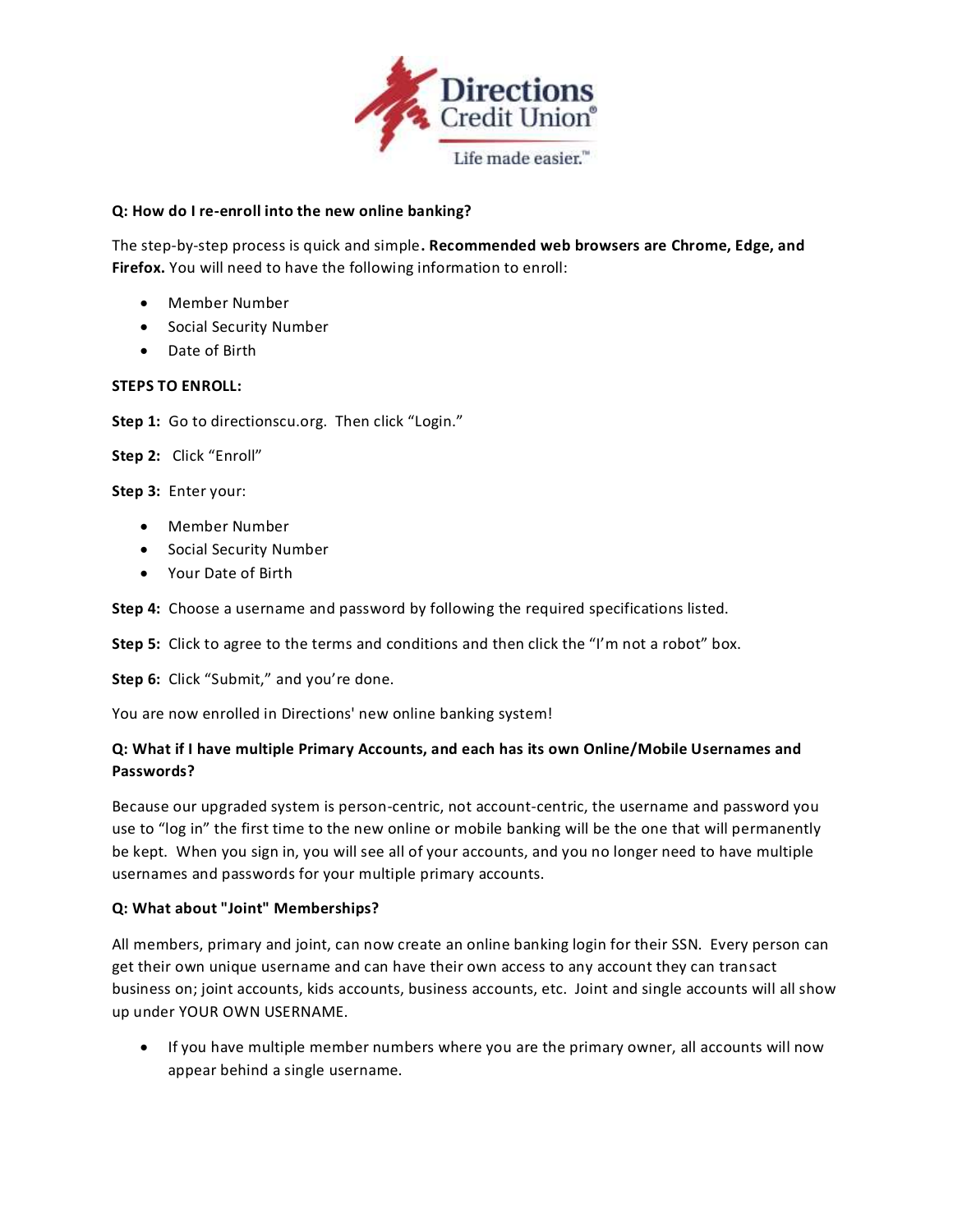**Directions Credit Union®**

Life made easier.™

**Q: How do I re-enroll into the new online banking?**

The step-by-step process is quick and simple**. Recommended web browsers are Chrome, Edge, and Firefox.** You will need to have the following information to enroll:

- Member Number
- Social Security Number
- Date of Birth

**STEPS TO ENROLL:**

**Step 1:** Go to directionscu.org. Then click "Login."

**Step 2:** Click "Enroll"

**Step 3:** Enter your:

- Member Number
- Social Security Number
- Your Date of Birth

**Step 4:** Choose a username and password by following the required specifications listed.

**Step 5:** Click to agree to the terms and conditions and then click the "I'm not a robot" box.

**Step 6:** Click "Submit," and you're done.

You are now enrolled in Directions' new online banking system!

**Q: What if I have multiple Primary Accounts, and each has its own Online/Mobile Usernames and Passwords?**

Because our upgraded system is person-centric, not account-centric, the username and password you use to "log in" the first time to the new online or mobile banking will be the one that will permanently be kept. When you sign in, you will see all of your accounts, and you no longer need to have multiple usernames and passwords for your multiple primary accounts.

**Q: What about "Joint" Memberships?**

All members, primary and joint, can now create an online banking login for their SSN. Every person can get their own unique username and can have their own access to any account they can transact business on; joint accounts, kids accounts, business accounts, etc. Joint and single accounts will all show up under YOUR OWN USERNAME.

- If you have multiple member numbers where you are the primary owner, all accounts will now appear behind a single username.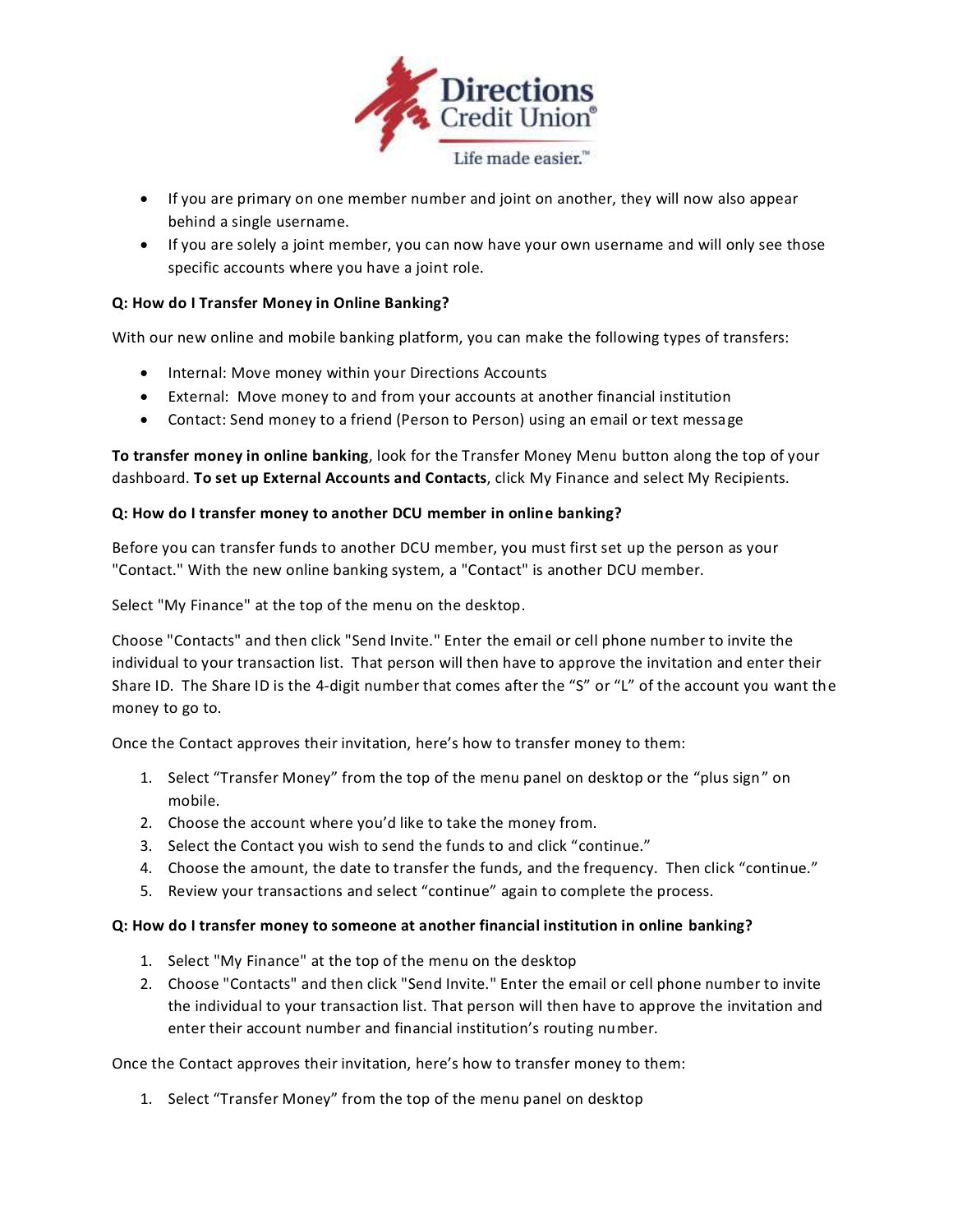- If you are primary on one member number and joint on another, they will now also appear behind a single username.
- If you are solely a joint member, you can now have your own username and will only see those specific accounts where you have a joint role.

**Q: How do I Transfer Money in Online Banking?**

With our new online and mobile banking platform, you can make the following types of transfers:

- Internal: Move money within your Directions Accounts
- External: Move money to and from your accounts at another financial institution
- Contact: Send money to a friend (Person to Person) using an email or text message

**To transfer money in online banking**, look for the Transfer Money Menu button along the top of your dashboard. **To set up External Accounts and Contacts**, click My Finance and select My Recipients.

**Q: How do I transfer money to another DCU member in online banking?**

Before you can transfer funds to another DCU member, you must first set up the person as your "Contact." With the new online banking system, a "Contact" is another DCU member.

Select "My Finance" at the top of the menu on the desktop.

Choose "Contacts" and then click "Send Invite." Enter the email or cell phone number to invite the individual to your transaction list. That person will then have to approve the invitation and enter their Share ID. The Share ID is the 4-digit number that comes after the "S" or "L" of the account you want the money to go to.

Once the Contact approves their invitation, here's how to transfer money to them:

1. Select "Transfer Money" from the top of the menu panel on desktop or the "plus sign" on mobile.
2. Choose the account where you'd like to take the money from.
3. Select the Contact you wish to send the funds to and click "continue."
4. Choose the amount, the date to transfer the funds, and the frequency. Then click "continue."
5. Review your transactions and select "continue" again to complete the process.

**Q: How do I transfer money to someone at another financial institution in online banking?**

1. Select "My Finance" at the top of the menu on the desktop
2. Choose "Contacts" and then click "Send Invite." Enter the email or cell phone number to invite the individual to your transaction list. That person will then have to approve the invitation and enter their account number and financial institution's routing number.

Once the Contact approves their invitation, here's how to transfer money to them:

1. Select "Transfer Money" from the top of the menu panel on desktop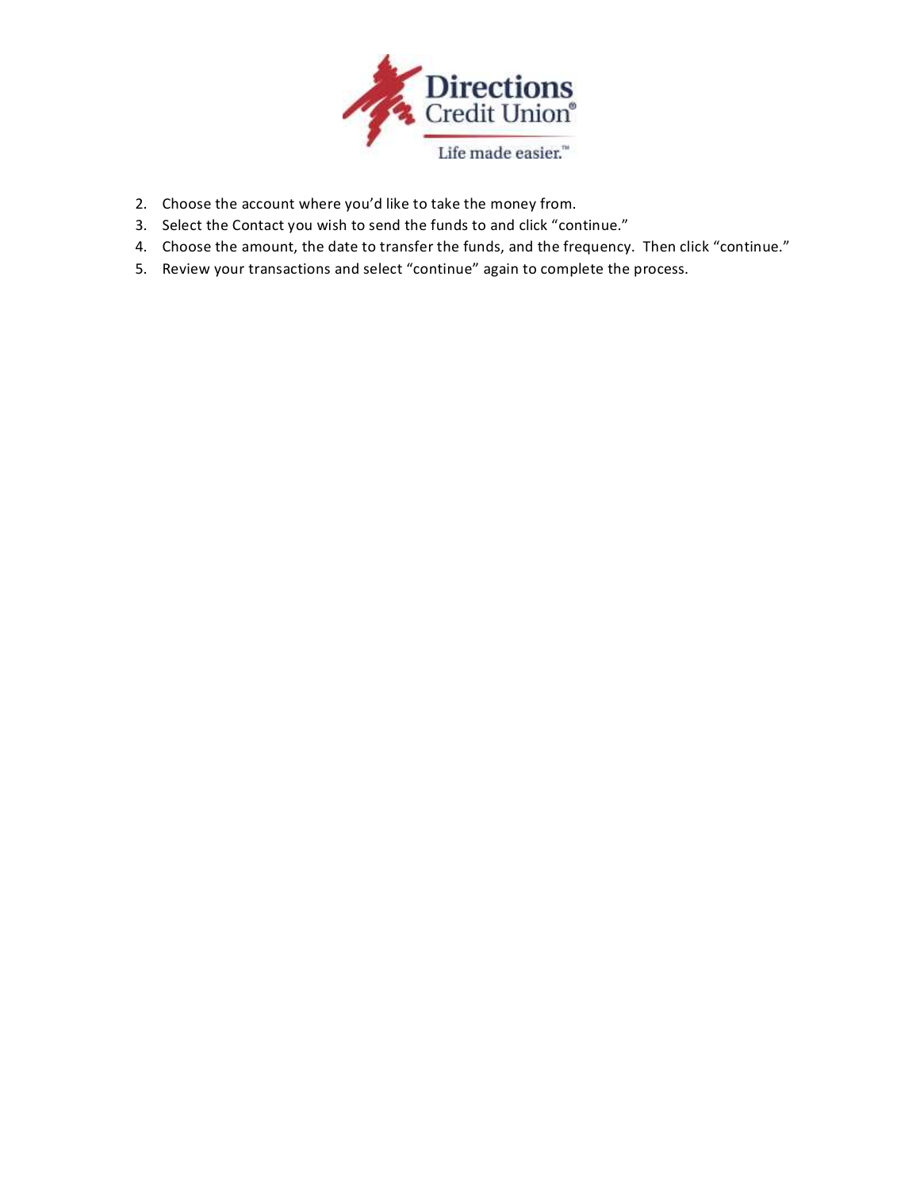2. Choose the account where you'd like to take the money from.
3. Select the Contact you wish to send the funds to and click "continue."
4. Choose the amount, the date to transfer the funds, and the frequency. Then click "continue."
5. Review your transactions and select "continue" again to complete the process.